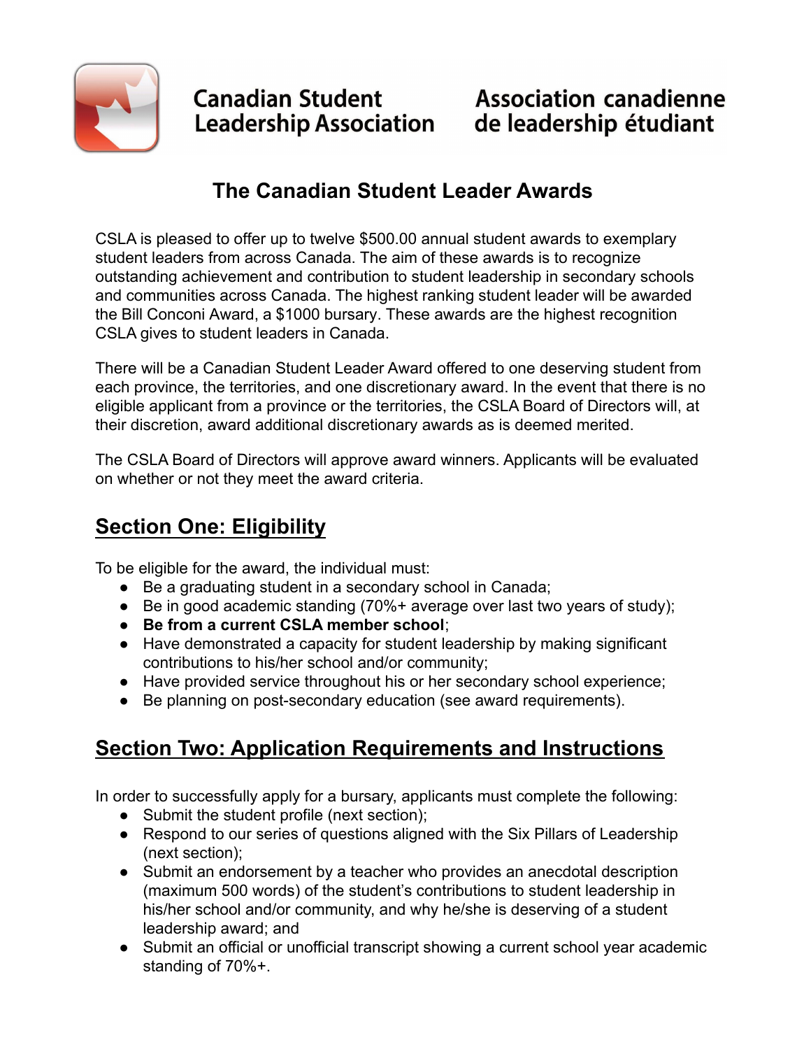Canadian Student Leadership Association | Association canadienne de leadership étudiant

# The Canadian Student Leader Awards

CSLA is pleased to offer up to twelve $500.00 annual student awards to exemplary student leaders from across Canada. The aim of these awards is to recognize outstanding achievement and contribution to student leadership in secondary schools and communities across Canada. The highest ranking student leader will be awarded the Bill Conconi Award, a $1000 bursary. These awards are the highest recognition CSLA gives to student leaders in Canada.

There will be a Canadian Student Leader Award offered to one deserving student from each province, the territories, and one discretionary award. In the event that there is no eligible applicant from a province or the territories, the CSLA Board of Directors will, at their discretion, award additional discretionary awards as is deemed merited.

The CSLA Board of Directors will approve award winners. Applicants will be evaluated on whether or not they meet the award criteria.

## Section One: Eligibility

To be eligible for the award, the individual must:

- Be a graduating student in a secondary school in Canada;
- Be in good academic standing (70%+ average over last two years of study);
- **Be from a current CSLA member school**;
- Have demonstrated a capacity for student leadership by making significant contributions to his/her school and/or community;
- Have provided service throughout his or her secondary school experience;
- Be planning on post-secondary education (see award requirements).

## Section Two: Application Requirements and Instructions

In order to successfully apply for a bursary, applicants must complete the following:

- Submit the student profile (next section);
- Respond to our series of questions aligned with the Six Pillars of Leadership (next section);
- Submit an endorsement by a teacher who provides an anecdotal description (maximum 500 words) of the student's contributions to student leadership in his/her school and/or community, and why he/she is deserving of a student leadership award; and
- Submit an official or unofficial transcript showing a current school year academic standing of 70%+.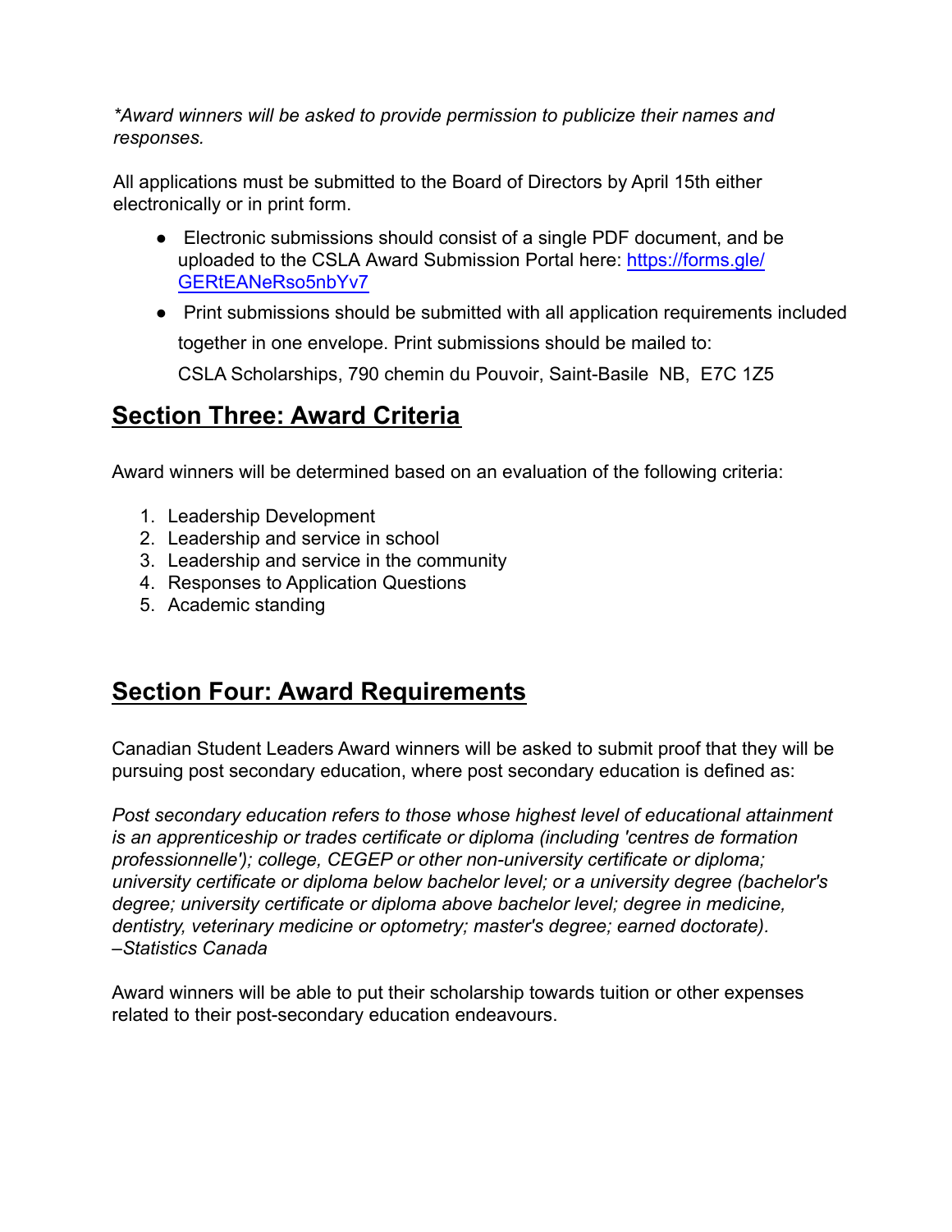*\*Award winners will be asked to provide permission to publicize their names and responses.*

All applications must be submitted to the Board of Directors by April 15th either electronically or in print form.

- Electronic submissions should consist of a single PDF document, and be uploaded to the CSLA Award Submission Portal here: [https://forms.gle/GERtEANeRso5nbYv7](https://forms.gle/GERtEANeRso5nbYv7)
- Print submissions should be submitted with all application requirements included together in one envelope. Print submissions should be mailed to:
  CSLA Scholarships, 790 chemin du Pouvoir, Saint-Basile NB, E7C 1Z5

## Section Three: Award Criteria

Award winners will be determined based on an evaluation of the following criteria:

1. Leadership Development
2. Leadership and service in school
3. Leadership and service in the community
4. Responses to Application Questions
5. Academic standing

## Section Four: Award Requirements

Canadian Student Leaders Award winners will be asked to submit proof that they will be pursuing post secondary education, where post secondary education is defined as:

*Post secondary education refers to those whose highest level of educational attainment is an apprenticeship or trades certificate or diploma (including 'centres de formation professionnelle'); college, CEGEP or other non-university certificate or diploma; university certificate or diploma below bachelor level; or a university degree (bachelor's degree; university certificate or diploma above bachelor level; degree in medicine, dentistry, veterinary medicine or optometry; master's degree; earned doctorate). –Statistics Canada*

Award winners will be able to put their scholarship towards tuition or other expenses related to their post-secondary education endeavours.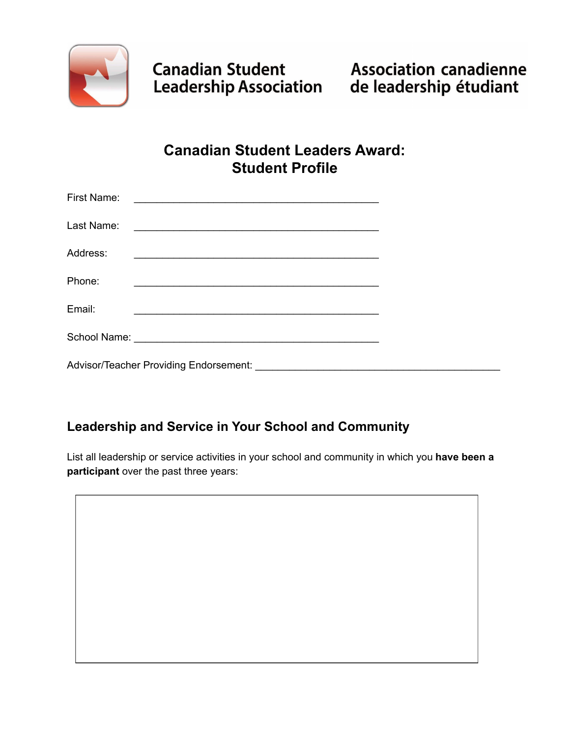Canadian Student Leadership Association

Association canadienne de leadership étudiant

# Canadian Student Leaders Award: Student Profile

First Name: _______________________________________________

Last Name: _______________________________________________

Address: _______________________________________________

Phone: _______________________________________________

Email: _______________________________________________

School Name: _______________________________________________

Advisor/Teacher Providing Endorsement: _______________________________________________

## Leadership and Service in Your School and Community

List all leadership or service activities in your school and community in which you **have been a participant** over the past three years: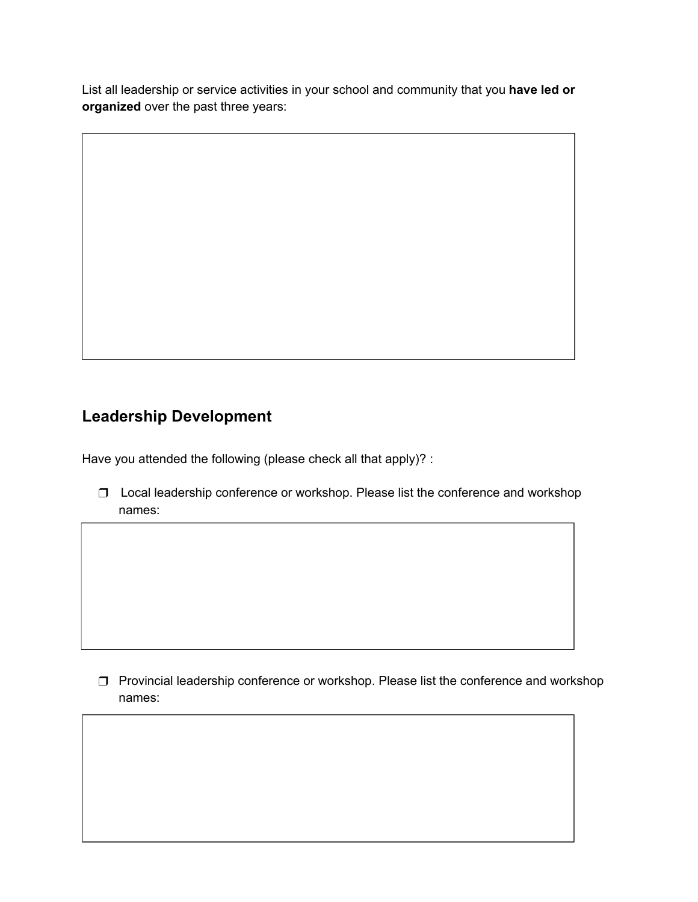List all leadership or service activities in your school and community that you **have led or organized** over the past three years:

## Leadership Development

Have you attended the following (please check all that apply)? :

- ❒ Local leadership conference or workshop. Please list the conference and workshop names:

- ❒ Provincial leadership conference or workshop. Please list the conference and workshop names: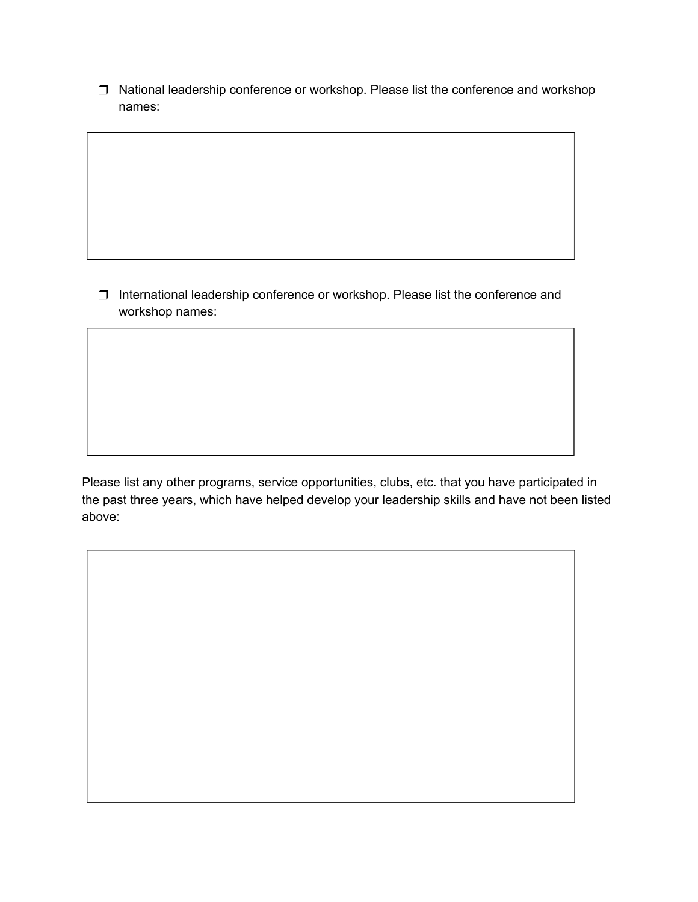- [ ] National leadership conference or workshop. Please list the conference and workshop names:

- [ ] International leadership conference or workshop. Please list the conference and workshop names:

Please list any other programs, service opportunities, clubs, etc. that you have participated in the past three years, which have helped develop your leadership skills and have not been listed above: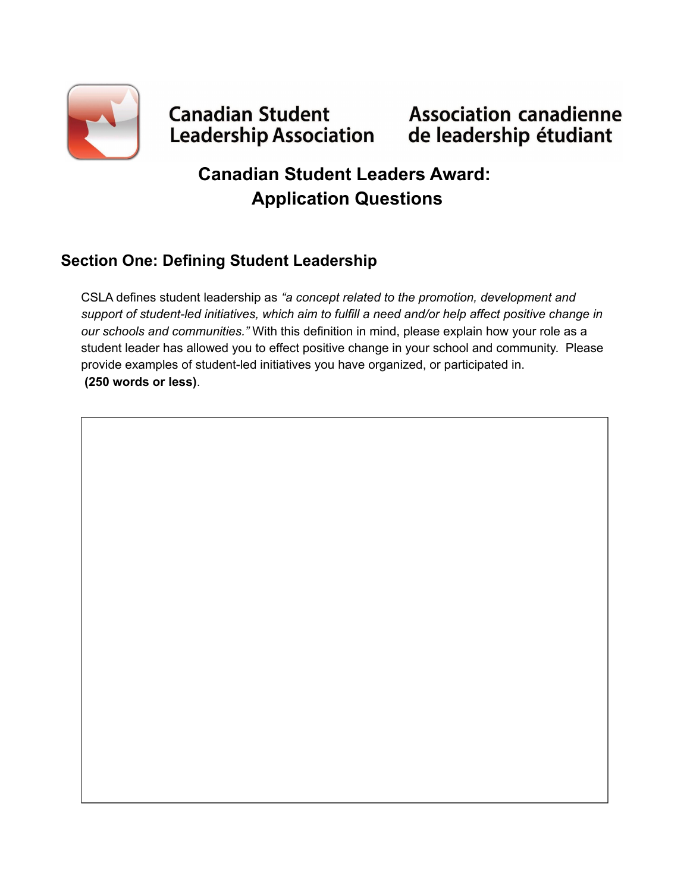Canadian Student Leadership Association | Association canadienne de leadership étudiant

# Canadian Student Leaders Award: Application Questions

## Section One: Defining Student Leadership

CSLA defines student leadership as *"a concept related to the promotion, development and support of student-led initiatives, which aim to fulfill a need and/or help affect positive change in our schools and communities."* With this definition in mind, please explain how your role as a student leader has allowed you to effect positive change in your school and community. Please provide examples of student-led initiatives you have organized, or participated in. **(250 words or less)**.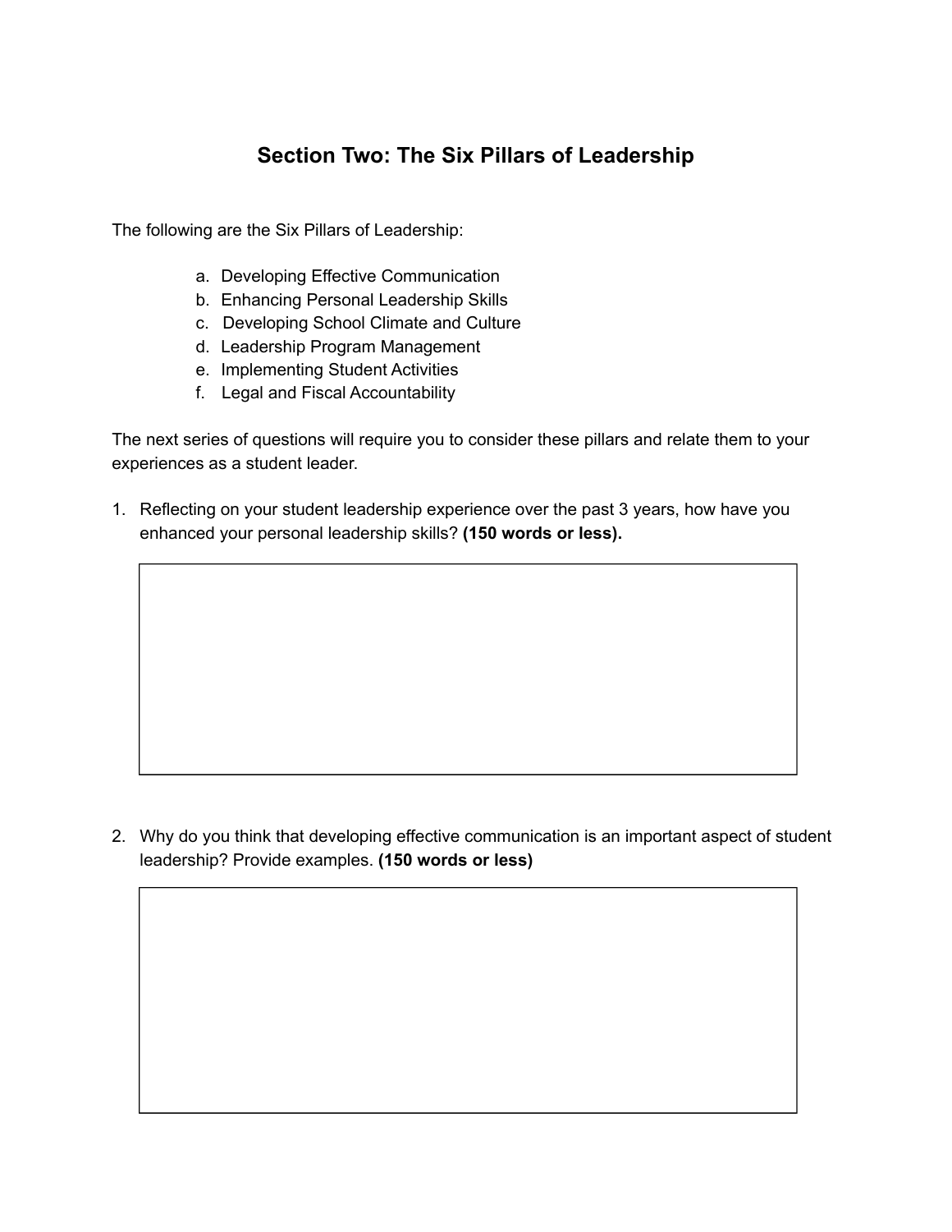## Section Two: The Six Pillars of Leadership

The following are the Six Pillars of Leadership:

a. Developing Effective Communication
b. Enhancing Personal Leadership Skills
c. Developing School Climate and Culture
d. Leadership Program Management
e. Implementing Student Activities
f. Legal and Fiscal Accountability

The next series of questions will require you to consider these pillars and relate them to your experiences as a student leader.

1. Reflecting on your student leadership experience over the past 3 years, how have you enhanced your personal leadership skills? **(150 words or less).**

| |
|---|
| |

2. Why do you think that developing effective communication is an important aspect of student leadership? Provide examples. **(150 words or less)**

| |
|---|
| |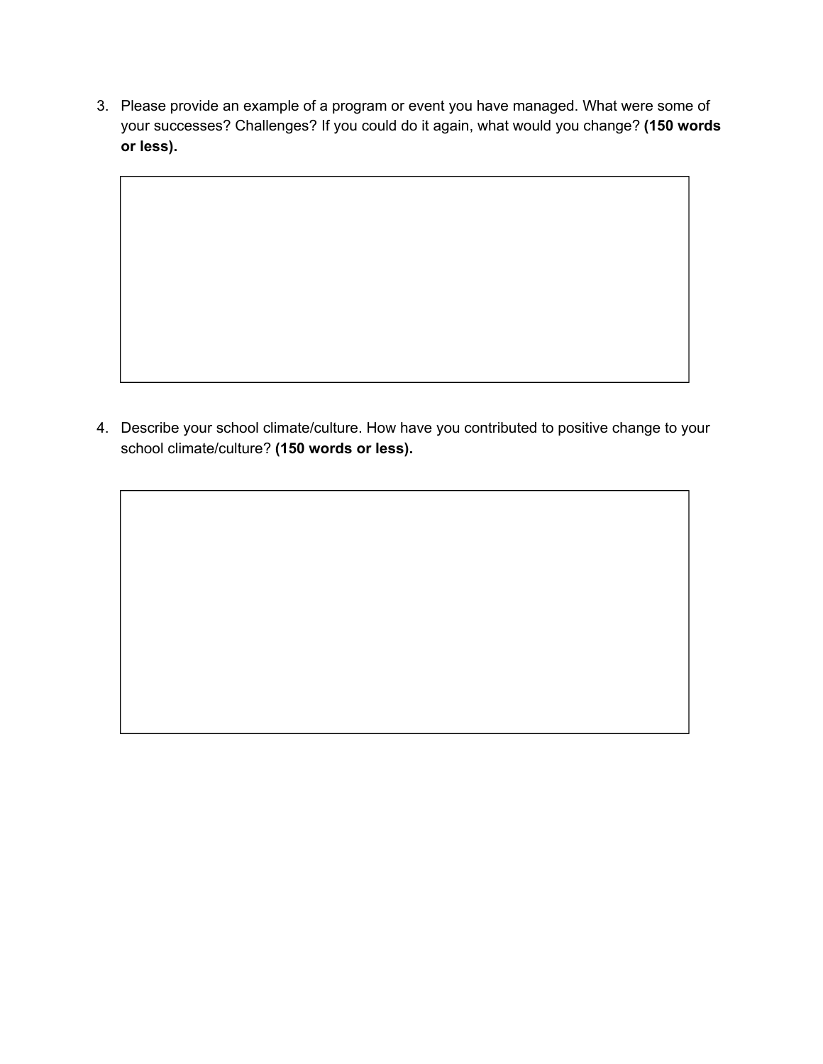3. Please provide an example of a program or event you have managed. What were some of your successes? Challenges? If you could do it again, what would you change? **(150 words or less).**

4. Describe your school climate/culture. How have you contributed to positive change to your school climate/culture? **(150 words or less).**